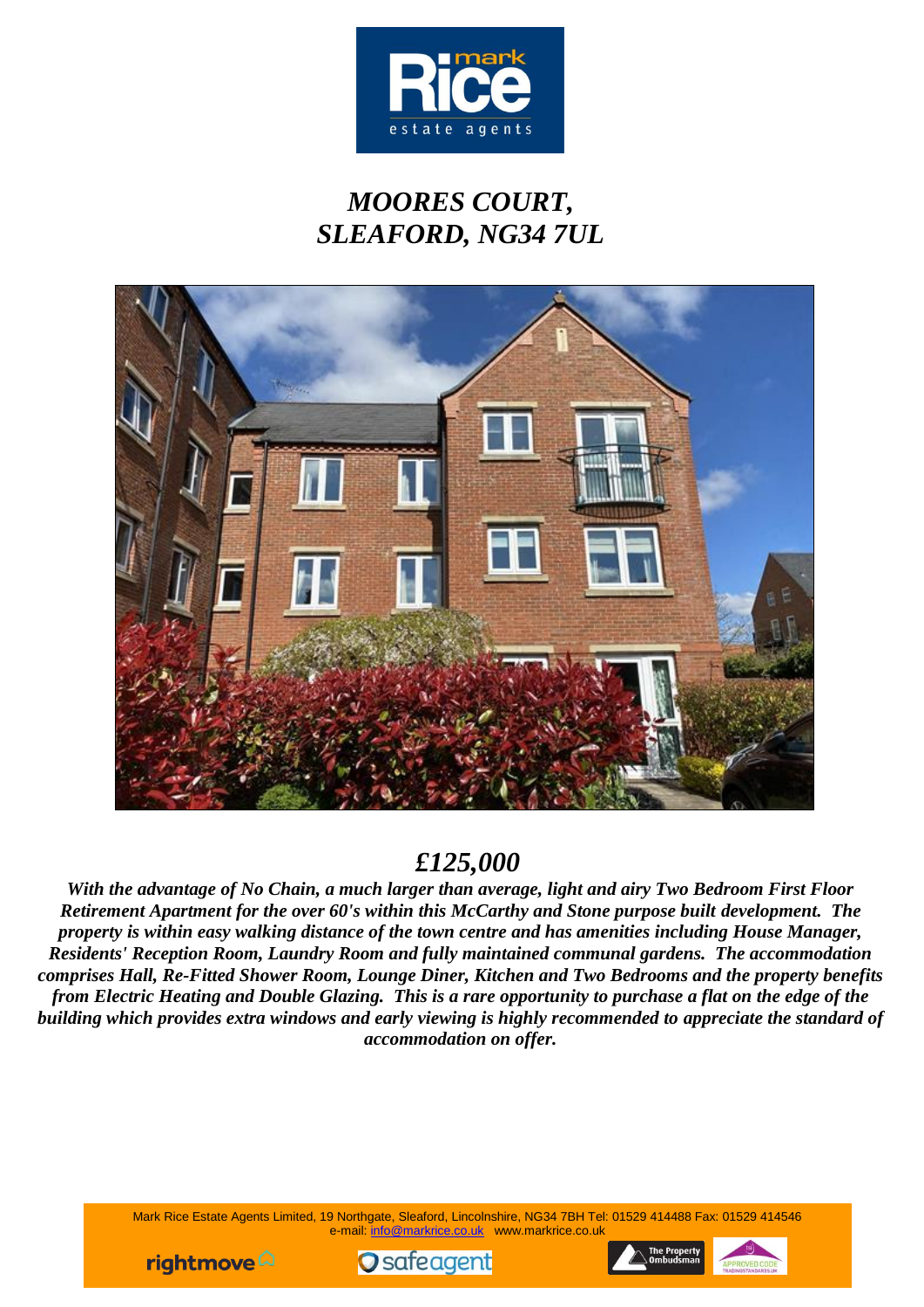# *MOORES COURT, SLEAFORD, NG34 7UL*

## *£125,000*

***With the advantage of No Chain, a much larger than average, light and airy Two Bedroom First Floor Retirement Apartment for the over 60's within this McCarthy and Stone purpose built development. The property is within easy walking distance of the town centre and has amenities including House Manager, Residents' Reception Room, Laundry Room and fully maintained communal gardens. The accommodation comprises Hall, Re-Fitted Shower Room, Lounge Diner, Kitchen and Two Bedrooms and the property benefits from Electric Heating and Double Glazing. This is a rare opportunity to purchase a flat on the edge of the building which provides extra windows and early viewing is highly recommended to appreciate the standard of accommodation on offer.***

Mark Rice Estate Agents Limited, 19 Northgate, Sleaford, Lincolnshire, NG34 7BH Tel: 01529 414488 Fax: 01529 414546
e-mail: info@markrice.co.uk www.markrice.co.uk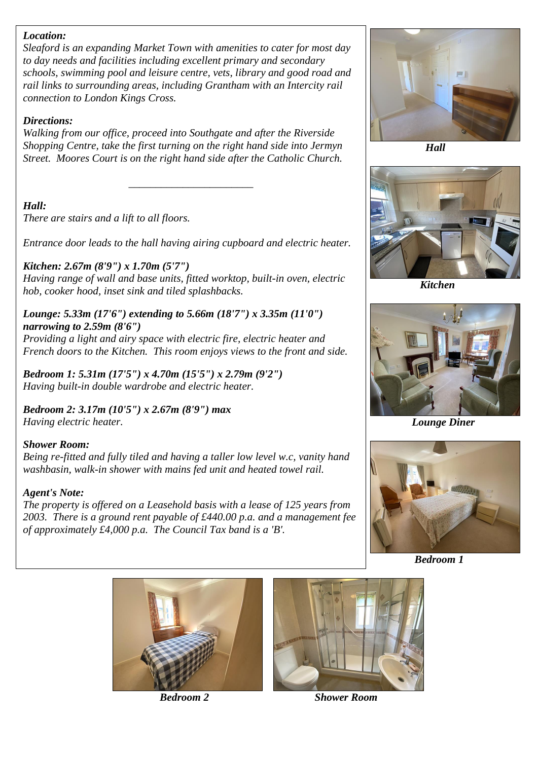***Location:***
*Sleaford is an expanding Market Town with amenities to cater for most day to day needs and facilities including excellent primary and secondary schools, swimming pool and leisure centre, vets, library and good road and rail links to surrounding areas, including Grantham with an Intercity rail connection to London Kings Cross.*

***Directions:***
*Walking from our office, proceed into Southgate and after the Riverside Shopping Centre, take the first turning on the right hand side into Jermyn Street. Moores Court is on the right hand side after the Catholic Church.*

---

***Hall:***
*There are stairs and a lift to all floors.*

*Entrance door leads to the hall having airing cupboard and electric heater.*

***Kitchen: 2.67m (8'9") x 1.70m (5'7")***
*Having range of wall and base units, fitted worktop, built-in oven, electric hob, cooker hood, inset sink and tiled splashbacks.*

***Lounge: 5.33m (17'6") extending to 5.66m (18'7") x 3.35m (11'0") narrowing to 2.59m (8'6")***
*Providing a light and airy space with electric fire, electric heater and French doors to the Kitchen. This room enjoys views to the front and side.*

***Bedroom 1: 5.31m (17'5") x 4.70m (15'5") x 2.79m (9'2")***
*Having built-in double wardrobe and electric heater.*

***Bedroom 2: 3.17m (10'5") x 2.67m (8'9") max***
*Having electric heater.*

***Shower Room:***
*Being re-fitted and fully tiled and having a taller low level w.c, vanity hand washbasin, walk-in shower with mains fed unit and heated towel rail.*

***Agent's Note:***
*The property is offered on a Leasehold basis with a lease of 125 years from 2003. There is a ground rent payable of £440.00 p.a. and a management fee of approximately £4,000 p.a. The Council Tax band is a 'B'.*

***Hall***

***Kitchen***

***Lounge Diner***

***Bedroom 1***

***Bedroom 2***

***Shower Room***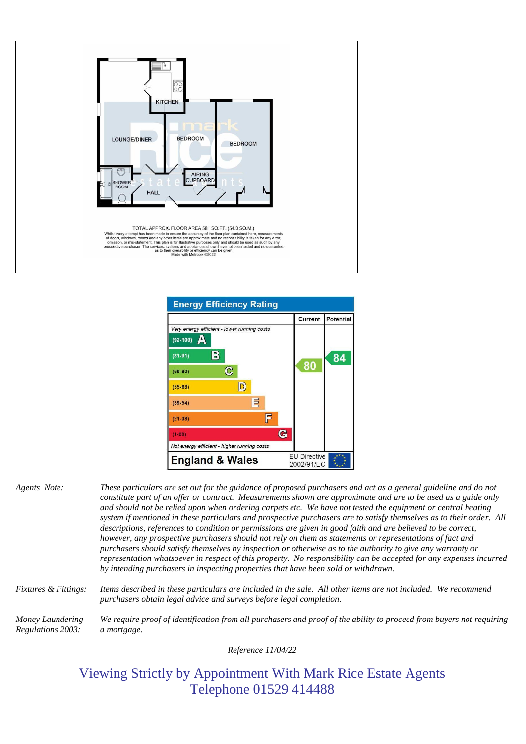KITCHEN

LOUNGE/DINER

BEDROOM

BEDROOM

SHOWER ROOM

HALL

AIRING CUPBOARD

TOTAL APPROX. FLOOR AREA 581 SQ.FT. (54.0 SQ.M.)
Whilst every attempt has been made to ensure the accuracy of the floor plan contained here, measurements of doors, windows, rooms and any other items are approximate and no responsibility is taken for any error, omission, or mis-statement. This plan is for illustrative purposes only and should be used as such by any prospective purchaser. The services, systems and appliances shown have not been tested and no guarantee as to their operability or efficiency can be given
Made with Metropix ©2022

**Energy Efficiency Rating**

Current | Potential

Very energy efficient - lower running costs

(92-100) A

(81-91) B

(69-80) C

(55-68) D

(39-54) E

(21-38) F

(1-20) G

Not energy efficient - higher running costs

80

84

England & Wales

EU Directive 2002/91/EC

| | |
|---|---|
| *Agents Note:* | *These particulars are set out for the guidance of proposed purchasers and act as a general guideline and do not constitute part of an offer or contract. Measurements shown are approximate and are to be used as a guide only and should not be relied upon when ordering carpets etc. We have not tested the equipment or central heating system if mentioned in these particulars and prospective purchasers are to satisfy themselves as to their order. All descriptions, references to condition or permissions are given in good faith and are believed to be correct, however, any prospective purchasers should not rely on them as statements or representations of fact and purchasers should satisfy themselves by inspection or otherwise as to the authority to give any warranty or representation whatsoever in respect of this property. No responsibility can be accepted for any expenses incurred by intending purchasers in inspecting properties that have been sold or withdrawn.* |
| *Fixtures & Fittings:* | *Items described in these particulars are included in the sale. All other items are not included. We recommend purchasers obtain legal advice and surveys before legal completion.* |
| *Money Laundering Regulations 2003:* | *We require proof of identification from all purchasers and proof of the ability to proceed from buyers not requiring a mortgage.* |

*Reference 11/04/22*

Viewing Strictly by Appointment With Mark Rice Estate Agents
Telephone 01529 414488